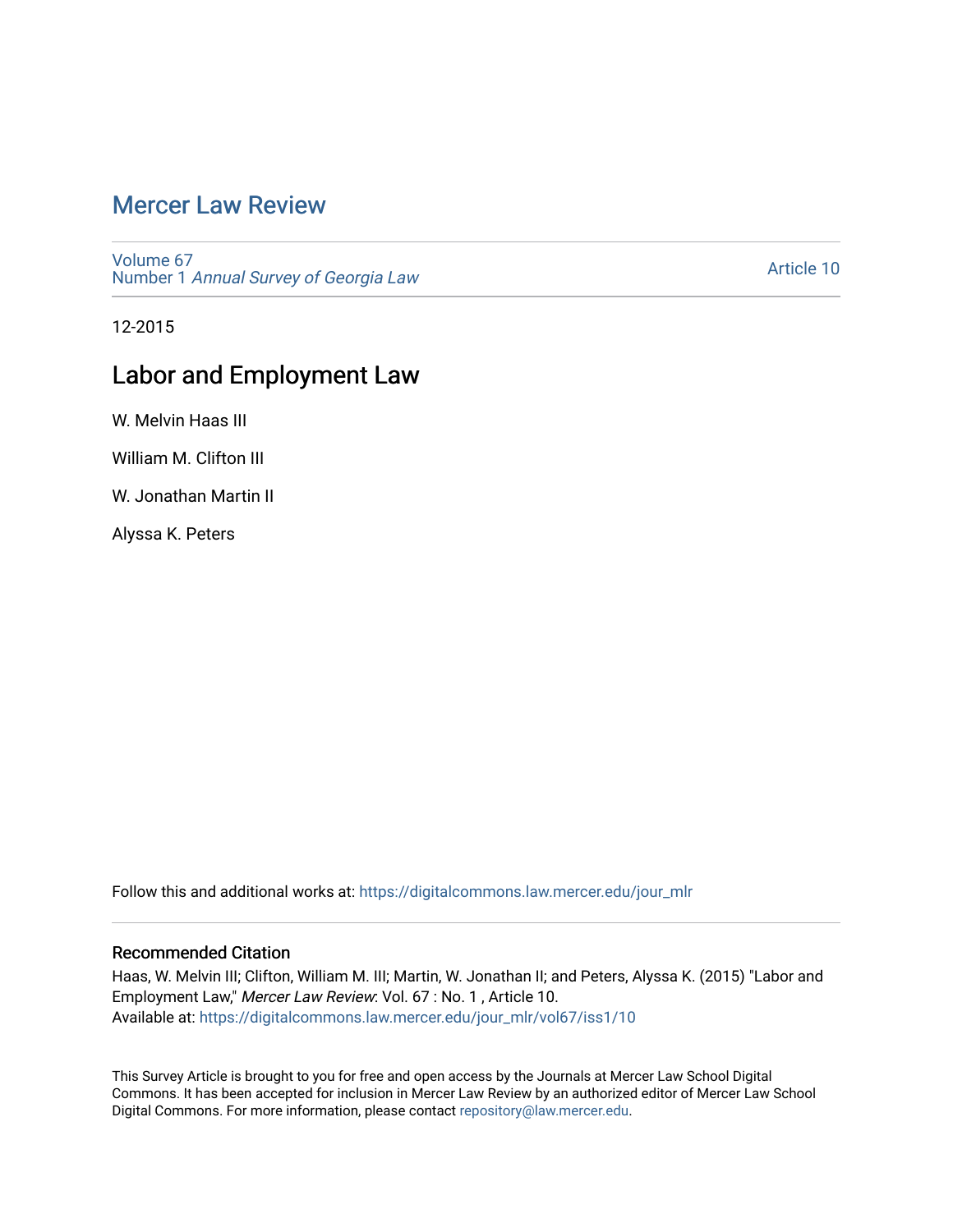# Mercer Law Review

Volume 67
Number 1 *Annual Survey of Georgia Law*

Article 10

12-2015

## Labor and Employment Law

W. Melvin Haas III

William M. Clifton III

W. Jonathan Martin II

Alyssa K. Peters

Follow this and additional works at: https://digitalcommons.law.mercer.edu/jour_mlr

### Recommended Citation

Haas, W. Melvin III; Clifton, William M. III; Martin, W. Jonathan II; and Peters, Alyssa K. (2015) "Labor and Employment Law," *Mercer Law Review*: Vol. 67 : No. 1 , Article 10.
Available at: https://digitalcommons.law.mercer.edu/jour_mlr/vol67/iss1/10

This Survey Article is brought to you for free and open access by the Journals at Mercer Law School Digital Commons. It has been accepted for inclusion in Mercer Law Review by an authorized editor of Mercer Law School Digital Commons. For more information, please contact repository@law.mercer.edu.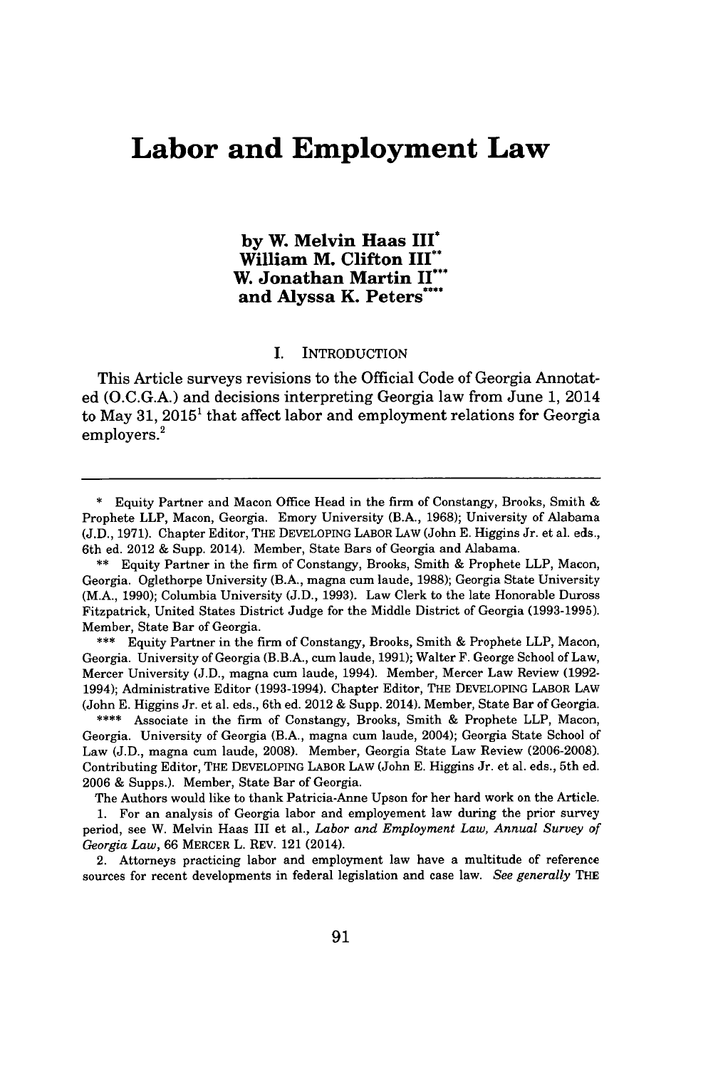# Labor and Employment Law

**by W. Melvin Haas III[*]**
**William M. Clifton III[**]**
**W. Jonathan Martin II[***]**
**and Alyssa K. Peters[****]**

## I. INTRODUCTION

This Article surveys revisions to the Official Code of Georgia Annotated (O.C.G.A.) and decisions interpreting Georgia law from June 1, 2014 to May 31, 2015[1] that affect labor and employment relations for Georgia employers.[2]

---

\* Equity Partner and Macon Office Head in the firm of Constangy, Brooks, Smith & Prophete LLP, Macon, Georgia. Emory University (B.A., 1968); University of Alabama (J.D., 1971). Chapter Editor, THE DEVELOPING LABOR LAW (John E. Higgins Jr. et al. eds., 6th ed. 2012 & Supp. 2014). Member, State Bars of Georgia and Alabama.

\** Equity Partner in the firm of Constangy, Brooks, Smith & Prophete LLP, Macon, Georgia. Oglethorpe University (B.A., magna cum laude, 1988); Georgia State University (M.A., 1990); Columbia University (J.D., 1993). Law Clerk to the late Honorable Duross Fitzpatrick, United States District Judge for the Middle District of Georgia (1993-1995). Member, State Bar of Georgia.

\*** Equity Partner in the firm of Constangy, Brooks, Smith & Prophete LLP, Macon, Georgia. University of Georgia (B.B.A., cum laude, 1991); Walter F. George School of Law, Mercer University (J.D., magna cum laude, 1994). Member, Mercer Law Review (1992-1994); Administrative Editor (1993-1994). Chapter Editor, THE DEVELOPING LABOR LAW (John E. Higgins Jr. et al. eds., 6th ed. 2012 & Supp. 2014). Member, State Bar of Georgia.

\**** Associate in the firm of Constangy, Brooks, Smith & Prophete LLP, Macon, Georgia. University of Georgia (B.A., magna cum laude, 2004); Georgia State School of Law (J.D., magna cum laude, 2008). Member, Georgia State Law Review (2006-2008). Contributing Editor, THE DEVELOPING LABOR LAW (John E. Higgins Jr. et al. eds., 5th ed. 2006 & Supps.). Member, State Bar of Georgia.

The Authors would like to thank Patricia-Anne Upson for her hard work on the Article.

1. For an analysis of Georgia labor and employement law during the prior survey period, see W. Melvin Haas III et al., *Labor and Employment Law, Annual Survey of Georgia Law*, 66 MERCER L. REV. 121 (2014).

2. Attorneys practicing labor and employment law have a multitude of reference sources for recent developments in federal legislation and case law. *See generally* THE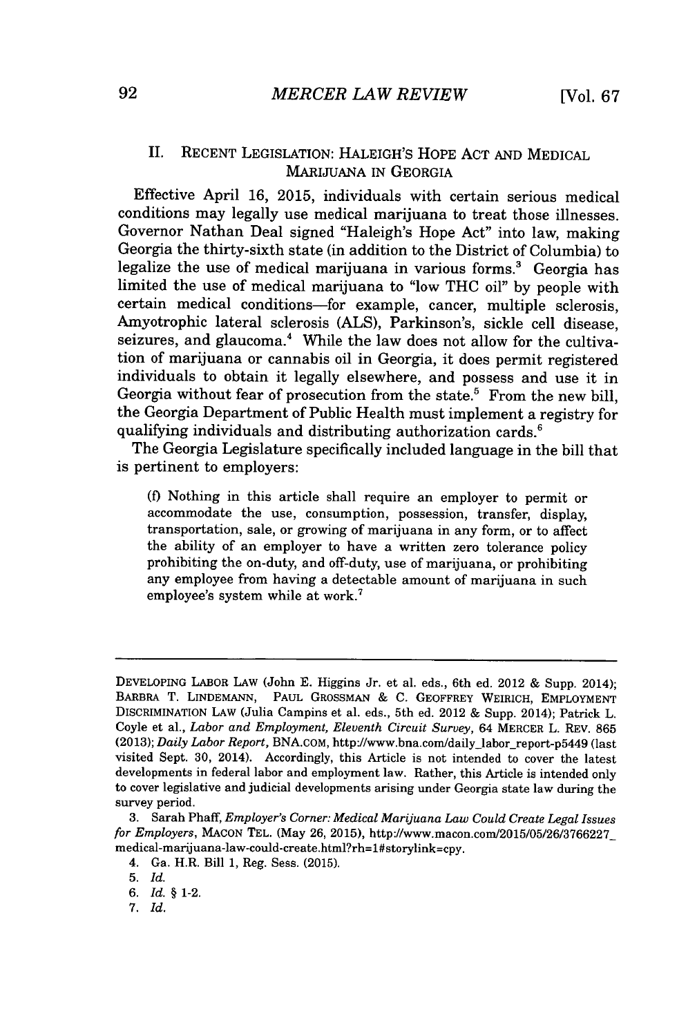## II. RECENT LEGISLATION: HALEIGH'S HOPE ACT AND MEDICAL MARIJUANA IN GEORGIA

Effective April 16, 2015, individuals with certain serious medical conditions may legally use medical marijuana to treat those illnesses. Governor Nathan Deal signed "Haleigh's Hope Act" into law, making Georgia the thirty-sixth state (in addition to the District of Columbia) to legalize the use of medical marijuana in various forms.[3] Georgia has limited the use of medical marijuana to "low THC oil" by people with certain medical conditions—for example, cancer, multiple sclerosis, Amyotrophic lateral sclerosis (ALS), Parkinson's, sickle cell disease, seizures, and glaucoma.[4] While the law does not allow for the cultivation of marijuana or cannabis oil in Georgia, it does permit registered individuals to obtain it legally elsewhere, and possess and use it in Georgia without fear of prosecution from the state.[5] From the new bill, the Georgia Department of Public Health must implement a registry for qualifying individuals and distributing authorization cards.[6]

The Georgia Legislature specifically included language in the bill that is pertinent to employers:

> (f) Nothing in this article shall require an employer to permit or accommodate the use, consumption, possession, transfer, display, transportation, sale, or growing of marijuana in any form, or to affect the ability of an employer to have a written zero tolerance policy prohibiting the on-duty, and off-duty, use of marijuana, or prohibiting any employee from having a detectable amount of marijuana in such employee's system while at work.[7]

---

DEVELOPING LABOR LAW (John E. Higgins Jr. et al. eds., 6th ed. 2012 & Supp. 2014); BARBRA T. LINDEMANN, PAUL GROSSMAN & C. GEOFFREY WEIRICH, EMPLOYMENT DISCRIMINATION LAW (Julia Campins et al. eds., 5th ed. 2012 & Supp. 2014); Patrick L. Coyle et al., *Labor and Employment, Eleventh Circuit Survey*, 64 MERCER L. REV. 865 (2013); *Daily Labor Report*, BNA.COM, http://www.bna.com/daily_labor_report-p5449 (last visited Sept. 30, 2014). Accordingly, this Article is not intended to cover the latest developments in federal labor and employment law. Rather, this Article is intended only to cover legislative and judicial developments arising under Georgia state law during the survey period.

3. Sarah Phaff, *Employer's Corner: Medical Marijuana Law Could Create Legal Issues for Employers*, MACON TEL. (May 26, 2015), http://www.macon.com/2015/05/26/3766227_medical-marijuana-law-could-create.html?rh=1#storylink=cpy.

4. Ga. H.R. Bill 1, Reg. Sess. (2015).

5. *Id.*

6. *Id.* § 1-2.

7. *Id.*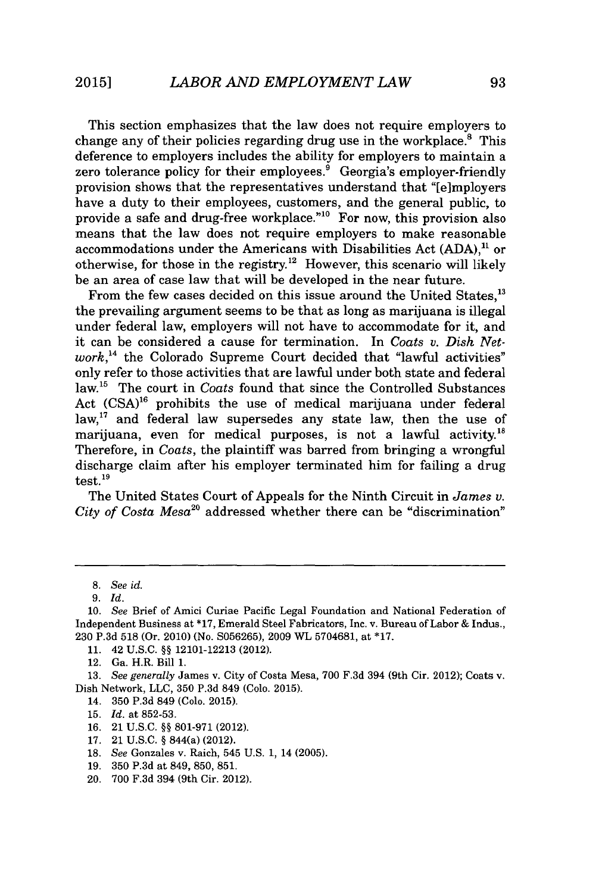This section emphasizes that the law does not require employers to change any of their policies regarding drug use in the workplace.[8] This deference to employers includes the ability for employers to maintain a zero tolerance policy for their employees.[9] Georgia's employer-friendly provision shows that the representatives understand that "[e]mployers have a duty to their employees, customers, and the general public, to provide a safe and drug-free workplace."[10] For now, this provision also means that the law does not require employers to make reasonable accommodations under the Americans with Disabilities Act (ADA),[11] or otherwise, for those in the registry.[12] However, this scenario will likely be an area of case law that will be developed in the near future.

From the few cases decided on this issue around the United States,[13] the prevailing argument seems to be that as long as marijuana is illegal under federal law, employers will not have to accommodate for it, and it can be considered a cause for termination. In *Coats v. Dish Network*,[14] the Colorado Supreme Court decided that "lawful activities" only refer to those activities that are lawful under both state and federal law.[15] The court in *Coats* found that since the Controlled Substances Act (CSA)[16] prohibits the use of medical marijuana under federal law,[17] and federal law supersedes any state law, then the use of marijuana, even for medical purposes, is not a lawful activity.[18] Therefore, in *Coats*, the plaintiff was barred from bringing a wrongful discharge claim after his employer terminated him for failing a drug test.[19]

The United States Court of Appeals for the Ninth Circuit in *James v. City of Costa Mesa*[20] addressed whether there can be "discrimination"

---

8. *See id.*

9. *Id.*

10. *See* Brief of Amici Curiae Pacific Legal Foundation and National Federation of Independent Business at *17, Emerald Steel Fabricators, Inc. v. Bureau of Labor & Indus., 230 P.3d 518 (Or. 2010) (No. S056265), 2009 WL 5704681, at *17.

11. 42 U.S.C. §§ 12101-12213 (2012).

12. Ga. H.R. Bill 1.

13. *See generally* James v. City of Costa Mesa, 700 F.3d 394 (9th Cir. 2012); Coats v. Dish Network, LLC, 350 P.3d 849 (Colo. 2015).

14. 350 P.3d 849 (Colo. 2015).

15. *Id.* at 852-53.

16. 21 U.S.C. §§ 801-971 (2012).

17. 21 U.S.C. § 844(a) (2012).

18. *See* Gonzales v. Raich, 545 U.S. 1, 14 (2005).

19. 350 P.3d at 849, 850, 851.

20. 700 F.3d 394 (9th Cir. 2012).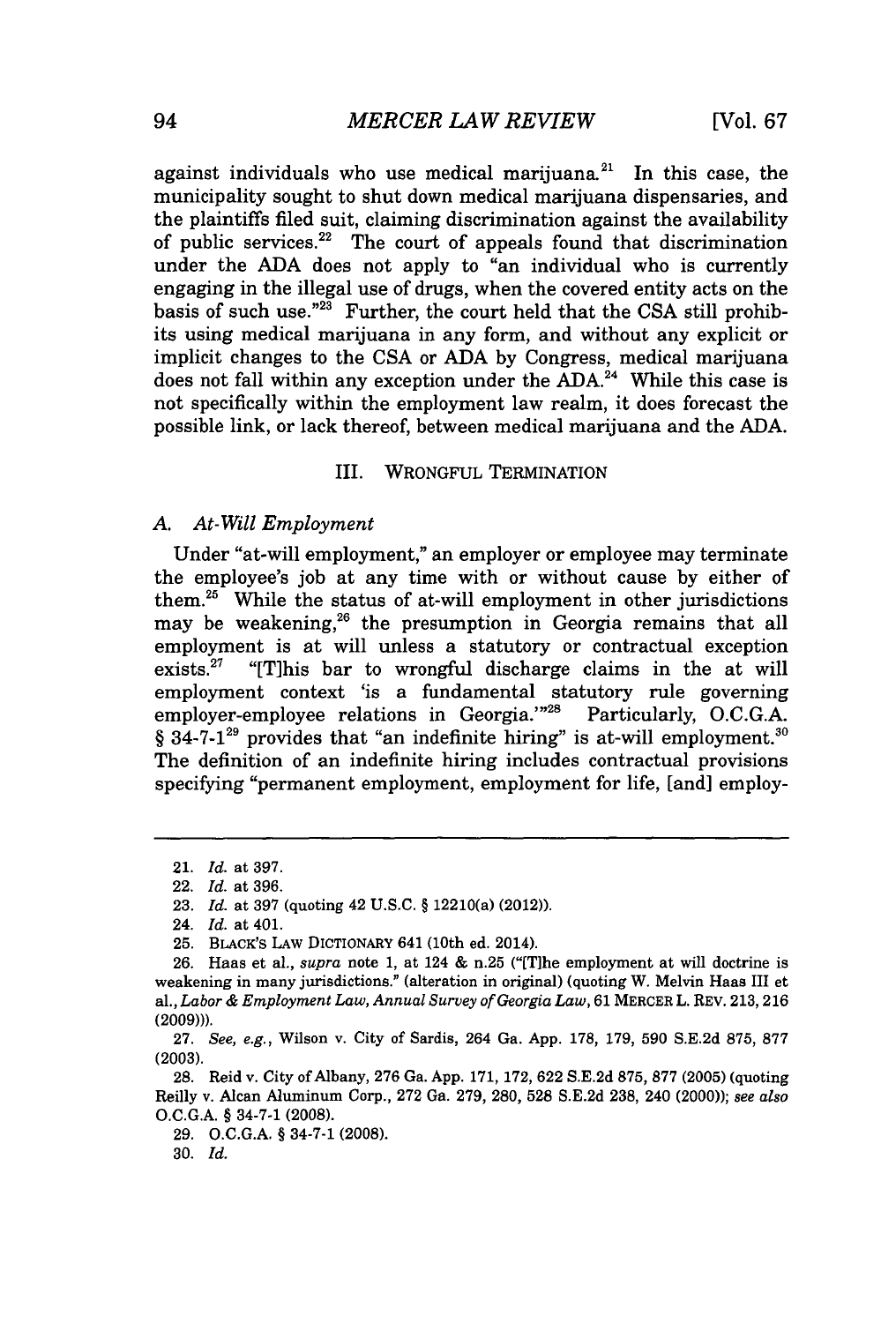against individuals who use medical marijuana.[21] In this case, the municipality sought to shut down medical marijuana dispensaries, and the plaintiffs filed suit, claiming discrimination against the availability of public services.[22] The court of appeals found that discrimination under the ADA does not apply to "an individual who is currently engaging in the illegal use of drugs, when the covered entity acts on the basis of such use."[23] Further, the court held that the CSA still prohibits using medical marijuana in any form, and without any explicit or implicit changes to the CSA or ADA by Congress, medical marijuana does not fall within any exception under the ADA.[24] While this case is not specifically within the employment law realm, it does forecast the possible link, or lack thereof, between medical marijuana and the ADA.

## III. WRONGFUL TERMINATION

### *A. At-Will Employment*

Under "at-will employment," an employer or employee may terminate the employee's job at any time with or without cause by either of them.[25] While the status of at-will employment in other jurisdictions may be weakening,[26] the presumption in Georgia remains that all employment is at will unless a statutory or contractual exception exists.[27] "[T]his bar to wrongful discharge claims in the at will employment context 'is a fundamental statutory rule governing employer-employee relations in Georgia.'"[28] Particularly, O.C.G.A. § 34-7-1[29] provides that "an indefinite hiring" is at-will employment.[30] The definition of an indefinite hiring includes contractual provisions specifying "permanent employment, employment for life, [and] employ-

---

21. *Id.* at 397.

22. *Id.* at 396.

23. *Id.* at 397 (quoting 42 U.S.C. § 12210(a) (2012)).

24. *Id.* at 401.

25. BLACK'S LAW DICTIONARY 641 (10th ed. 2014).

26. Haas et al., *supra* note 1, at 124 & n.25 ("[T]he employment at will doctrine is weakening in many jurisdictions." (alteration in original) (quoting W. Melvin Haas III et al., *Labor & Employment Law, Annual Survey of Georgia Law*, 61 MERCER L. REV. 213, 216 (2009))).

27. *See, e.g.*, Wilson v. City of Sardis, 264 Ga. App. 178, 179, 590 S.E.2d 875, 877 (2003).

28. Reid v. City of Albany, 276 Ga. App. 171, 172, 622 S.E.2d 875, 877 (2005) (quoting Reilly v. Alcan Aluminum Corp., 272 Ga. 279, 280, 528 S.E.2d 238, 240 (2000)); *see also* O.C.G.A. § 34-7-1 (2008).

29. O.C.G.A. § 34-7-1 (2008).

30. *Id.*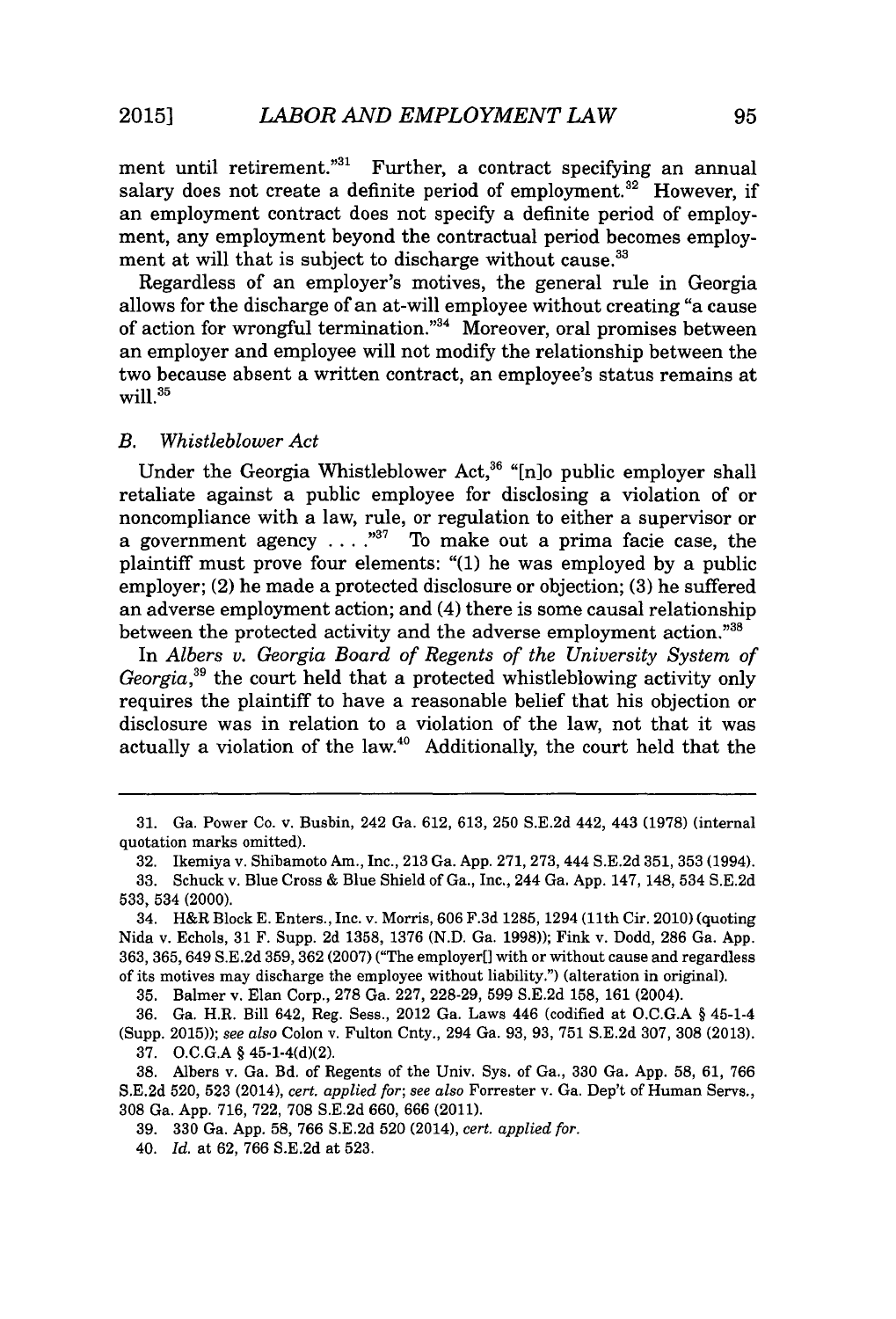ment until retirement."[31] Further, a contract specifying an annual salary does not create a definite period of employment.[32] However, if an employment contract does not specify a definite period of employment, any employment beyond the contractual period becomes employment at will that is subject to discharge without cause.[33]

Regardless of an employer's motives, the general rule in Georgia allows for the discharge of an at-will employee without creating "a cause of action for wrongful termination."[34] Moreover, oral promises between an employer and employee will not modify the relationship between the two because absent a written contract, an employee's status remains at will.[35]

### B. *Whistleblower Act*

Under the Georgia Whistleblower Act,[36] "[n]o public employer shall retaliate against a public employee for disclosing a violation of or noncompliance with a law, rule, or regulation to either a supervisor or a government agency . . . ."[37] To make out a prima facie case, the plaintiff must prove four elements: "(1) he was employed by a public employer; (2) he made a protected disclosure or objection; (3) he suffered an adverse employment action; and (4) there is some causal relationship between the protected activity and the adverse employment action."[38]

In *Albers v. Georgia Board of Regents of the University System of Georgia*,[39] the court held that a protected whistleblowing activity only requires the plaintiff to have a reasonable belief that his objection or disclosure was in relation to a violation of the law, not that it was actually a violation of the law.[40] Additionally, the court held that the

---

31. Ga. Power Co. v. Busbin, 242 Ga. 612, 613, 250 S.E.2d 442, 443 (1978) (internal quotation marks omitted).

32. Ikemiya v. Shibamoto Am., Inc., 213 Ga. App. 271, 273, 444 S.E.2d 351, 353 (1994).

33. Schuck v. Blue Cross & Blue Shield of Ga., Inc., 244 Ga. App. 147, 148, 534 S.E.2d 533, 534 (2000).

34. H&R Block E. Enters., Inc. v. Morris, 606 F.3d 1285, 1294 (11th Cir. 2010) (quoting Nida v. Echols, 31 F. Supp. 2d 1358, 1376 (N.D. Ga. 1998)); Fink v. Dodd, 286 Ga. App. 363, 365, 649 S.E.2d 359, 362 (2007) ("The employer[] with or without cause and regardless of its motives may discharge the employee without liability.") (alteration in original).

35. Balmer v. Elan Corp., 278 Ga. 227, 228-29, 599 S.E.2d 158, 161 (2004).

36. Ga. H.R. Bill 642, Reg. Sess., 2012 Ga. Laws 446 (codified at O.C.G.A § 45-1-4 (Supp. 2015)); *see also* Colon v. Fulton Cnty., 294 Ga. 93, 93, 751 S.E.2d 307, 308 (2013).

37. O.C.G.A § 45-1-4(d)(2).

38. Albers v. Ga. Bd. of Regents of the Univ. Sys. of Ga., 330 Ga. App. 58, 61, 766 S.E.2d 520, 523 (2014), *cert. applied for*; *see also* Forrester v. Ga. Dep't of Human Servs., 308 Ga. App. 716, 722, 708 S.E.2d 660, 666 (2011).

39. 330 Ga. App. 58, 766 S.E.2d 520 (2014), *cert. applied for*.

40. *Id.* at 62, 766 S.E.2d at 523.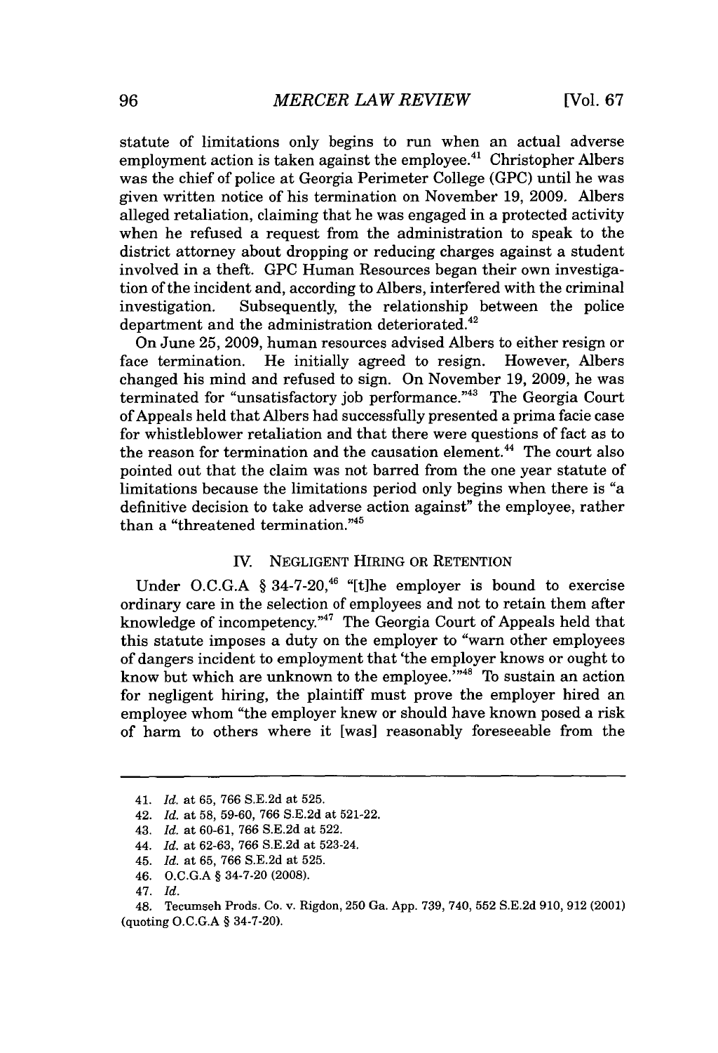statute of limitations only begins to run when an actual adverse employment action is taken against the employee.[41] Christopher Albers was the chief of police at Georgia Perimeter College (GPC) until he was given written notice of his termination on November 19, 2009. Albers alleged retaliation, claiming that he was engaged in a protected activity when he refused a request from the administration to speak to the district attorney about dropping or reducing charges against a student involved in a theft. GPC Human Resources began their own investigation of the incident and, according to Albers, interfered with the criminal investigation. Subsequently, the relationship between the police department and the administration deteriorated.[42]

On June 25, 2009, human resources advised Albers to either resign or face termination. He initially agreed to resign. However, Albers changed his mind and refused to sign. On November 19, 2009, he was terminated for "unsatisfactory job performance."[43] The Georgia Court of Appeals held that Albers had successfully presented a prima facie case for whistleblower retaliation and that there were questions of fact as to the reason for termination and the causation element.[44] The court also pointed out that the claim was not barred from the one year statute of limitations because the limitations period only begins when there is "a definitive decision to take adverse action against" the employee, rather than a "threatened termination."[45]

## IV. NEGLIGENT HIRING OR RETENTION

Under O.C.G.A § 34-7-20,[46] "[t]he employer is bound to exercise ordinary care in the selection of employees and not to retain them after knowledge of incompetency."[47] The Georgia Court of Appeals held that this statute imposes a duty on the employer to "warn other employees of dangers incident to employment that 'the employer knows or ought to know but which are unknown to the employee.'"[48] To sustain an action for negligent hiring, the plaintiff must prove the employer hired an employee whom "the employer knew or should have known posed a risk of harm to others where it [was] reasonably foreseeable from the

---

41. *Id.* at 65, 766 S.E.2d at 525.

42. *Id.* at 58, 59-60, 766 S.E.2d at 521-22.

43. *Id.* at 60-61, 766 S.E.2d at 522.

44. *Id.* at 62-63, 766 S.E.2d at 523-24.

45. *Id.* at 65, 766 S.E.2d at 525.

46. O.C.G.A § 34-7-20 (2008).

47. *Id.*

48. Tecumseh Prods. Co. v. Rigdon, 250 Ga. App. 739, 740, 552 S.E.2d 910, 912 (2001) (quoting O.C.G.A § 34-7-20).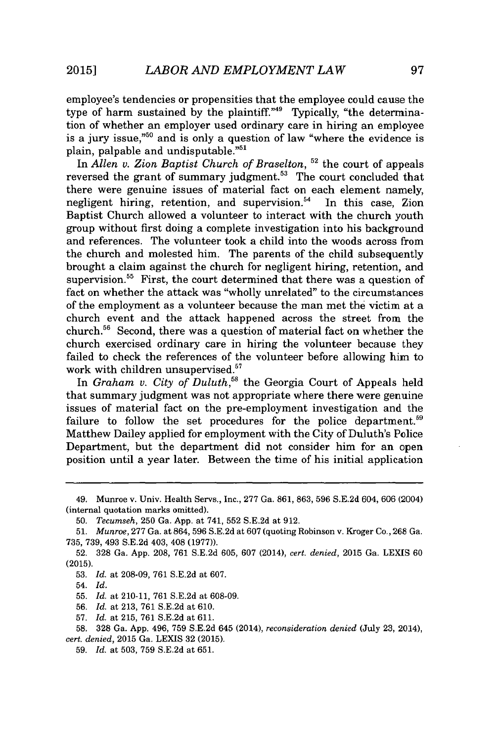employee's tendencies or propensities that the employee could cause the type of harm sustained by the plaintiff."[49] Typically, "the determination of whether an employer used ordinary care in hiring an employee is a jury issue,"[50] and is only a question of law "where the evidence is plain, palpable and undisputable."[51]

In *Allen v. Zion Baptist Church of Braselton*,[52] the court of appeals reversed the grant of summary judgment.[53] The court concluded that there were genuine issues of material fact on each element namely, negligent hiring, retention, and supervision.[54] In this case, Zion Baptist Church allowed a volunteer to interact with the church youth group without first doing a complete investigation into his background and references. The volunteer took a child into the woods across from the church and molested him. The parents of the child subsequently brought a claim against the church for negligent hiring, retention, and supervision.[55] First, the court determined that there was a question of fact on whether the attack was "wholly unrelated" to the circumstances of the employment as a volunteer because the man met the victim at a church event and the attack happened across the street from the church.[56] Second, there was a question of material fact on whether the church exercised ordinary care in hiring the volunteer because they failed to check the references of the volunteer before allowing him to work with children unsupervised.[57]

In *Graham v. City of Duluth*,[58] the Georgia Court of Appeals held that summary judgment was not appropriate where there were genuine issues of material fact on the pre-employment investigation and the failure to follow the set procedures for the police department.[59] Matthew Dailey applied for employment with the City of Duluth's Police Department, but the department did not consider him for an open position until a year later. Between the time of his initial application

---

49. Munroe v. Univ. Health Servs., Inc., 277 Ga. 861, 863, 596 S.E.2d 604, 606 (2004) (internal quotation marks omitted).

50. *Tecumseh*, 250 Ga. App. at 741, 552 S.E.2d at 912.

51. *Munroe*, 277 Ga. at 864, 596 S.E.2d at 607 (quoting Robinson v. Kroger Co., 268 Ga. 735, 739, 493 S.E.2d 403, 408 (1977)).

52. 328 Ga. App. 208, 761 S.E.2d 605, 607 (2014), *cert. denied*, 2015 Ga. LEXIS 60 (2015).

53. *Id.* at 208-09, 761 S.E.2d at 607.

54. *Id.*

55. *Id.* at 210-11, 761 S.E.2d at 608-09.

56. *Id.* at 213, 761 S.E.2d at 610.

57. *Id.* at 215, 761 S.E.2d at 611.

58. 328 Ga. App. 496, 759 S.E.2d 645 (2014), *reconsideration denied* (July 23, 2014), *cert. denied*, 2015 Ga. LEXIS 32 (2015).

59. *Id.* at 503, 759 S.E.2d at 651.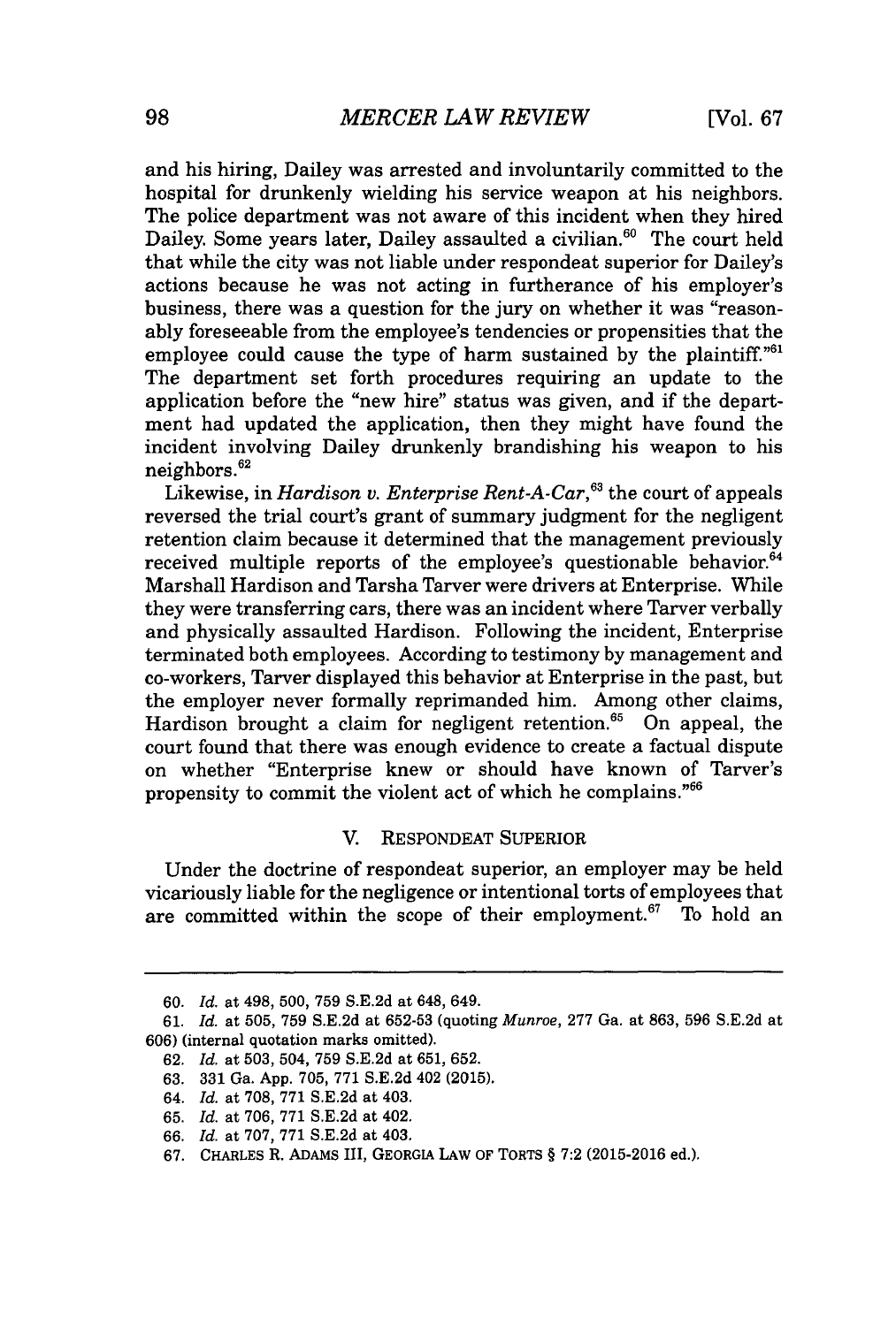and his hiring, Dailey was arrested and involuntarily committed to the hospital for drunkenly wielding his service weapon at his neighbors. The police department was not aware of this incident when they hired Dailey. Some years later, Dailey assaulted a civilian.[60] The court held that while the city was not liable under respondeat superior for Dailey's actions because he was not acting in furtherance of his employer's business, there was a question for the jury on whether it was "reasonably foreseeable from the employee's tendencies or propensities that the employee could cause the type of harm sustained by the plaintiff."[61] The department set forth procedures requiring an update to the application before the "new hire" status was given, and if the department had updated the application, then they might have found the incident involving Dailey drunkenly brandishing his weapon to his neighbors.[62]

Likewise, in *Hardison v. Enterprise Rent-A-Car*,[63] the court of appeals reversed the trial court's grant of summary judgment for the negligent retention claim because it determined that the management previously received multiple reports of the employee's questionable behavior.[64] Marshall Hardison and Tarsha Tarver were drivers at Enterprise. While they were transferring cars, there was an incident where Tarver verbally and physically assaulted Hardison. Following the incident, Enterprise terminated both employees. According to testimony by management and co-workers, Tarver displayed this behavior at Enterprise in the past, but the employer never formally reprimanded him. Among other claims, Hardison brought a claim for negligent retention.[65] On appeal, the court found that there was enough evidence to create a factual dispute on whether "Enterprise knew or should have known of Tarver's propensity to commit the violent act of which he complains."[66]

## V. Respondeat Superior

Under the doctrine of respondeat superior, an employer may be held vicariously liable for the negligence or intentional torts of employees that are committed within the scope of their employment.[67] To hold an

---

60. *Id.* at 498, 500, 759 S.E.2d at 648, 649.

61. *Id.* at 505, 759 S.E.2d at 652-53 (quoting *Munroe*, 277 Ga. at 863, 596 S.E.2d at 606) (internal quotation marks omitted).

62. *Id.* at 503, 504, 759 S.E.2d at 651, 652.

63. 331 Ga. App. 705, 771 S.E.2d 402 (2015).

64. *Id.* at 708, 771 S.E.2d at 403.

65. *Id.* at 706, 771 S.E.2d at 402.

66. *Id.* at 707, 771 S.E.2d at 403.

67. Charles R. Adams III, Georgia Law of Torts § 7:2 (2015-2016 ed.).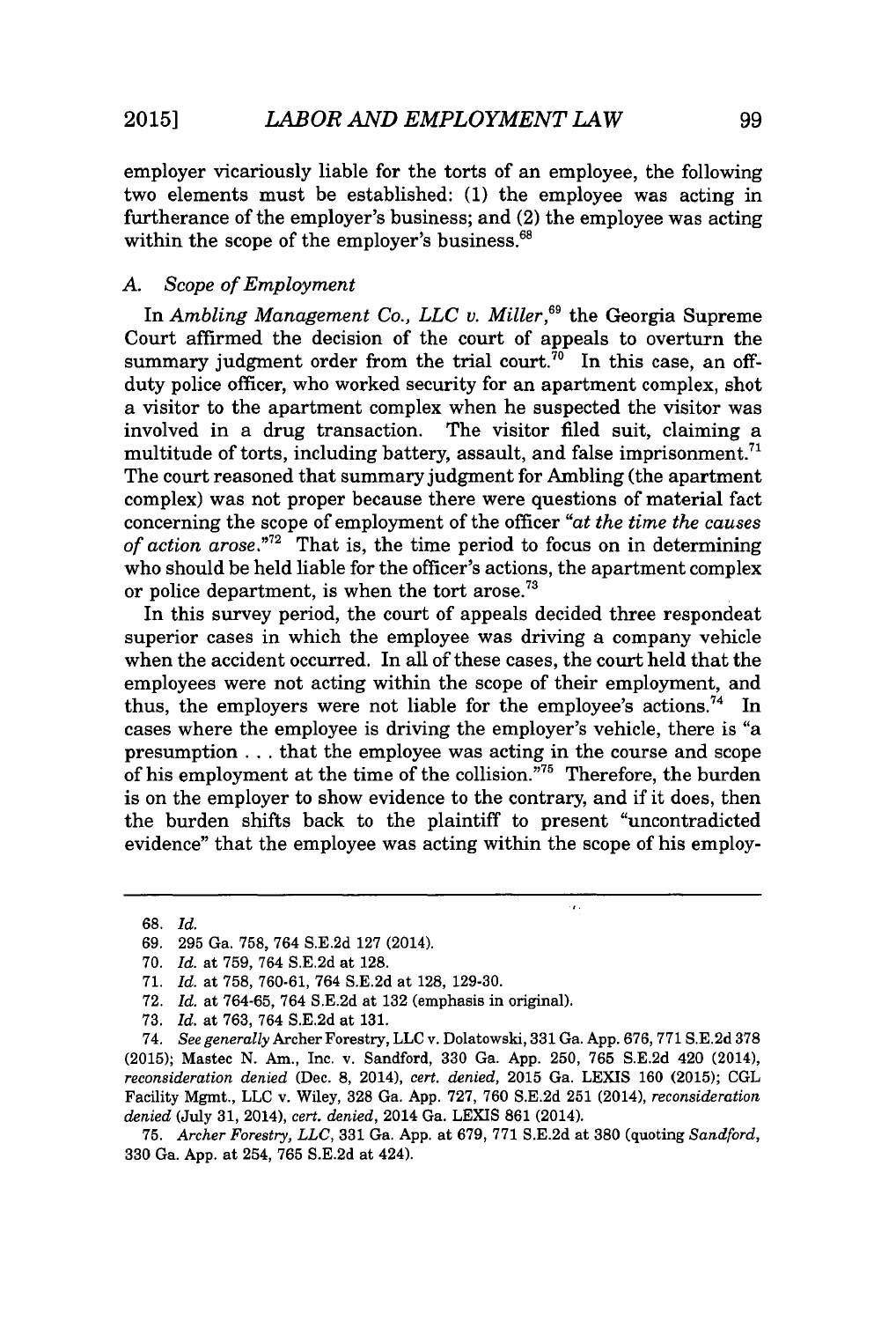employer vicariously liable for the torts of an employee, the following two elements must be established: (1) the employee was acting in furtherance of the employer's business; and (2) the employee was acting within the scope of the employer's business.[68]

### A. Scope of Employment

In *Ambling Management Co., LLC v. Miller*,[69] the Georgia Supreme Court affirmed the decision of the court of appeals to overturn the summary judgment order from the trial court.[70] In this case, an off-duty police officer, who worked security for an apartment complex, shot a visitor to the apartment complex when he suspected the visitor was involved in a drug transaction. The visitor filed suit, claiming a multitude of torts, including battery, assault, and false imprisonment.[71] The court reasoned that summary judgment for Ambling (the apartment complex) was not proper because there were questions of material fact concerning the scope of employment of the officer "*at the time the causes of action arose*."[72] That is, the time period to focus on in determining who should be held liable for the officer's actions, the apartment complex or police department, is when the tort arose.[73]

In this survey period, the court of appeals decided three respondeat superior cases in which the employee was driving a company vehicle when the accident occurred. In all of these cases, the court held that the employees were not acting within the scope of their employment, and thus, the employers were not liable for the employee's actions.[74] In cases where the employee is driving the employer's vehicle, there is "a presumption . . . that the employee was acting in the course and scope of his employment at the time of the collision."[75] Therefore, the burden is on the employer to show evidence to the contrary, and if it does, then the burden shifts back to the plaintiff to present "uncontradicted evidence" that the employee was acting within the scope of his employ-

---

68. *Id.*

69. 295 Ga. 758, 764 S.E.2d 127 (2014).

70. *Id.* at 759, 764 S.E.2d at 128.

71. *Id.* at 758, 760-61, 764 S.E.2d at 128, 129-30.

72. *Id.* at 764-65, 764 S.E.2d at 132 (emphasis in original).

73. *Id.* at 763, 764 S.E.2d at 131.

74. *See generally* Archer Forestry, LLC v. Dolatowski, 331 Ga. App. 676, 771 S.E.2d 378 (2015); Mastec N. Am., Inc. v. Sandford, 330 Ga. App. 250, 765 S.E.2d 420 (2014), *reconsideration denied* (Dec. 8, 2014), *cert. denied*, 2015 Ga. LEXIS 160 (2015); CGL Facility Mgmt., LLC v. Wiley, 328 Ga. App. 727, 760 S.E.2d 251 (2014), *reconsideration denied* (July 31, 2014), *cert. denied*, 2014 Ga. LEXIS 861 (2014).

75. *Archer Forestry, LLC*, 331 Ga. App. at 679, 771 S.E.2d at 380 (quoting *Sandford*, 330 Ga. App. at 254, 765 S.E.2d at 424).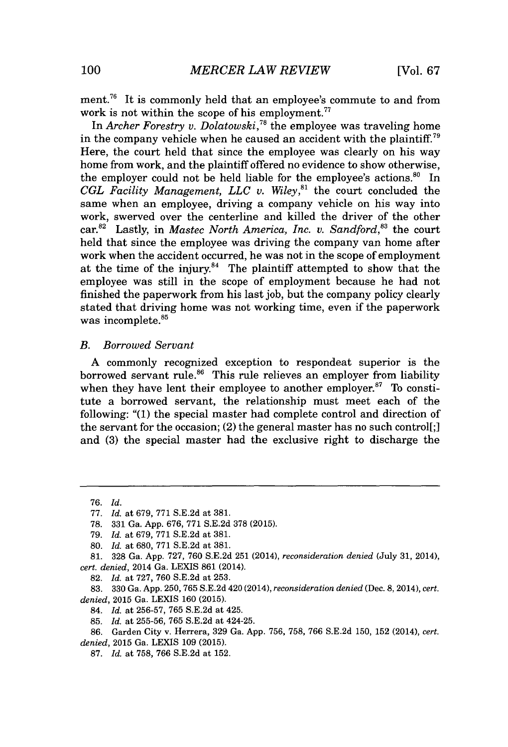ment.[76] It is commonly held that an employee's commute to and from work is not within the scope of his employment.[77]

In *Archer Forestry v. Dolatowski*,[78] the employee was traveling home in the company vehicle when he caused an accident with the plaintiff.[79] Here, the court held that since the employee was clearly on his way home from work, and the plaintiff offered no evidence to show otherwise, the employer could not be held liable for the employee's actions.[80] In *CGL Facility Management, LLC v. Wiley*,[81] the court concluded the same when an employee, driving a company vehicle on his way into work, swerved over the centerline and killed the driver of the other car.[82] Lastly, in *Mastec North America, Inc. v. Sandford*,[83] the court held that since the employee was driving the company van home after work when the accident occurred, he was not in the scope of employment at the time of the injury.[84] The plaintiff attempted to show that the employee was still in the scope of employment because he had not finished the paperwork from his last job, but the company policy clearly stated that driving home was not working time, even if the paperwork was incomplete.[85]

### *B. Borrowed Servant*

A commonly recognized exception to respondeat superior is the borrowed servant rule.[86] This rule relieves an employer from liability when they have lent their employee to another employer.[87] To constitute a borrowed servant, the relationship must meet each of the following: "(1) the special master had complete control and direction of the servant for the occasion; (2) the general master has no such control[;] and (3) the special master had the exclusive right to discharge the

---

76. *Id.*

77. *Id.* at 679, 771 S.E.2d at 381.

78. 331 Ga. App. 676, 771 S.E.2d 378 (2015).

79. *Id.* at 679, 771 S.E.2d at 381.

80. *Id.* at 680, 771 S.E.2d at 381.

81. 328 Ga. App. 727, 760 S.E.2d 251 (2014), *reconsideration denied* (July 31, 2014), *cert. denied*, 2014 Ga. LEXIS 861 (2014).

82. *Id.* at 727, 760 S.E.2d at 253.

83. 330 Ga. App. 250, 765 S.E.2d 420 (2014), *reconsideration denied* (Dec. 8, 2014), *cert. denied*, 2015 Ga. LEXIS 160 (2015).

84. *Id.* at 256-57, 765 S.E.2d at 425.

85. *Id.* at 255-56, 765 S.E.2d at 424-25.

86. Garden City v. Herrera, 329 Ga. App. 756, 758, 766 S.E.2d 150, 152 (2014), *cert. denied*, 2015 Ga. LEXIS 109 (2015).

87. *Id.* at 758, 766 S.E.2d at 152.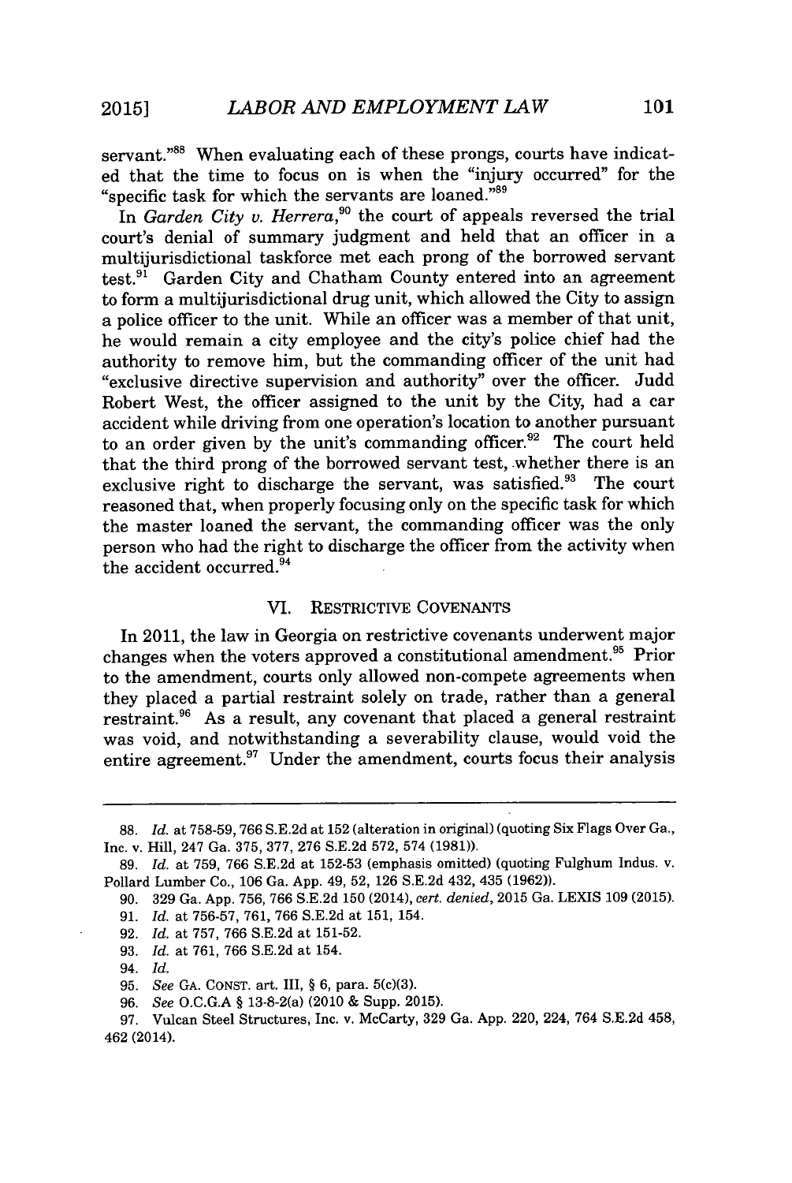servant."[88] When evaluating each of these prongs, courts have indicated that the time to focus on is when the "injury occurred" for the "specific task for which the servants are loaned."[89]

In *Garden City v. Herrera*,[90] the court of appeals reversed the trial court's denial of summary judgment and held that an officer in a multijurisdictional taskforce met each prong of the borrowed servant test.[91] Garden City and Chatham County entered into an agreement to form a multijurisdictional drug unit, which allowed the City to assign a police officer to the unit. While an officer was a member of that unit, he would remain a city employee and the city's police chief had the authority to remove him, but the commanding officer of the unit had "exclusive directive supervision and authority" over the officer. Judd Robert West, the officer assigned to the unit by the City, had a car accident while driving from one operation's location to another pursuant to an order given by the unit's commanding officer.[92] The court held that the third prong of the borrowed servant test, whether there is an exclusive right to discharge the servant, was satisfied.[93] The court reasoned that, when properly focusing only on the specific task for which the master loaned the servant, the commanding officer was the only person who had the right to discharge the officer from the activity when the accident occurred.[94]

## VI. RESTRICTIVE COVENANTS

In 2011, the law in Georgia on restrictive covenants underwent major changes when the voters approved a constitutional amendment.[95] Prior to the amendment, courts only allowed non-compete agreements when they placed a partial restraint solely on trade, rather than a general restraint.[96] As a result, any covenant that placed a general restraint was void, and notwithstanding a severability clause, would void the entire agreement.[97] Under the amendment, courts focus their analysis

---

88. *Id.* at 758-59, 766 S.E.2d at 152 (alteration in original) (quoting Six Flags Over Ga., Inc. v. Hill, 247 Ga. 375, 377, 276 S.E.2d 572, 574 (1981)).

89. *Id.* at 759, 766 S.E.2d at 152-53 (emphasis omitted) (quoting Fulghum Indus. v. Pollard Lumber Co., 106 Ga. App. 49, 52, 126 S.E.2d 432, 435 (1962)).

90. 329 Ga. App. 756, 766 S.E.2d 150 (2014), *cert. denied*, 2015 Ga. LEXIS 109 (2015).

91. *Id.* at 756-57, 761, 766 S.E.2d at 151, 154.

92. *Id.* at 757, 766 S.E.2d at 151-52.

93. *Id.* at 761, 766 S.E.2d at 154.

94. *Id.*

95. *See* GA. CONST. art. III, § 6, para. 5(c)(3).

96. *See* O.C.G.A § 13-8-2(a) (2010 & Supp. 2015).

97. Vulcan Steel Structures, Inc. v. McCarty, 329 Ga. App. 220, 224, 764 S.E.2d 458, 462 (2014).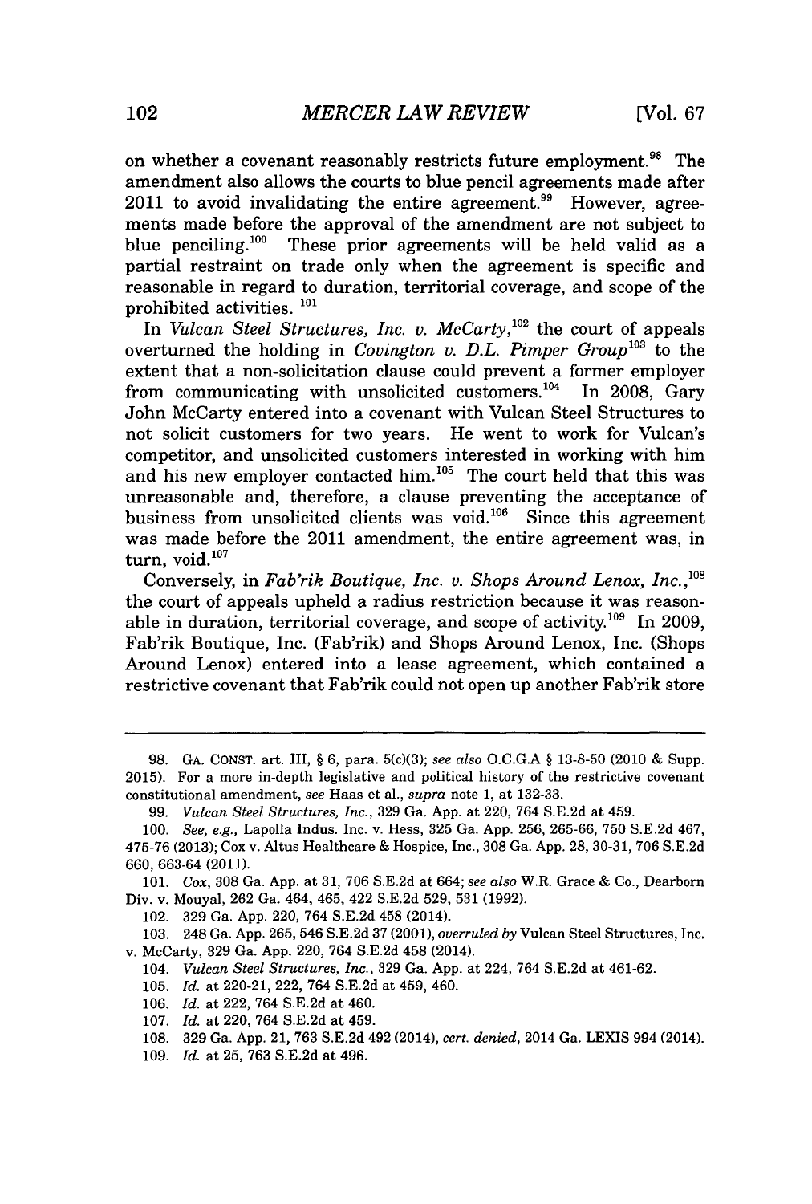on whether a covenant reasonably restricts future employment.[98] The amendment also allows the courts to blue pencil agreements made after 2011 to avoid invalidating the entire agreement.[99] However, agreements made before the approval of the amendment are not subject to blue penciling.[100] These prior agreements will be held valid as a partial restraint on trade only when the agreement is specific and reasonable in regard to duration, territorial coverage, and scope of the prohibited activities.[101]

In *Vulcan Steel Structures, Inc. v. McCarty*,[102] the court of appeals overturned the holding in *Covington v. D.L. Pimper Group*[103] to the extent that a non-solicitation clause could prevent a former employer from communicating with unsolicited customers.[104] In 2008, Gary John McCarty entered into a covenant with Vulcan Steel Structures to not solicit customers for two years. He went to work for Vulcan's competitor, and unsolicited customers interested in working with him and his new employer contacted him.[105] The court held that this was unreasonable and, therefore, a clause preventing the acceptance of business from unsolicited clients was void.[106] Since this agreement was made before the 2011 amendment, the entire agreement was, in turn, void.[107]

Conversely, in *Fab'rik Boutique, Inc. v. Shops Around Lenox, Inc.*,[108] the court of appeals upheld a radius restriction because it was reasonable in duration, territorial coverage, and scope of activity.[109] In 2009, Fab'rik Boutique, Inc. (Fab'rik) and Shops Around Lenox, Inc. (Shops Around Lenox) entered into a lease agreement, which contained a restrictive covenant that Fab'rik could not open up another Fab'rik store

---

98. GA. CONST. art. III, § 6, para. 5(c)(3); *see also* O.C.G.A § 13-8-50 (2010 & Supp. 2015). For a more in-depth legislative and political history of the restrictive covenant constitutional amendment, *see* Haas et al., *supra* note 1, at 132-33.

99. *Vulcan Steel Structures, Inc.*, 329 Ga. App. at 220, 764 S.E.2d at 459.

100. *See, e.g.*, Lapolla Indus. Inc. v. Hess, 325 Ga. App. 256, 265-66, 750 S.E.2d 467, 475-76 (2013); Cox v. Altus Healthcare & Hospice, Inc., 308 Ga. App. 28, 30-31, 706 S.E.2d 660, 663-64 (2011).

101. *Cox*, 308 Ga. App. at 31, 706 S.E.2d at 664; *see also* W.R. Grace & Co., Dearborn Div. v. Mouyal, 262 Ga. 464, 465, 422 S.E.2d 529, 531 (1992).

102. 329 Ga. App. 220, 764 S.E.2d 458 (2014).

103. 248 Ga. App. 265, 546 S.E.2d 37 (2001), *overruled by* Vulcan Steel Structures, Inc. v. McCarty, 329 Ga. App. 220, 764 S.E.2d 458 (2014).

104. *Vulcan Steel Structures, Inc.*, 329 Ga. App. at 224, 764 S.E.2d at 461-62.

105. *Id.* at 220-21, 222, 764 S.E.2d at 459, 460.

106. *Id.* at 222, 764 S.E.2d at 460.

107. *Id.* at 220, 764 S.E.2d at 459.

108. 329 Ga. App. 21, 763 S.E.2d 492 (2014), *cert. denied*, 2014 Ga. LEXIS 994 (2014).

109. *Id.* at 25, 763 S.E.2d at 496.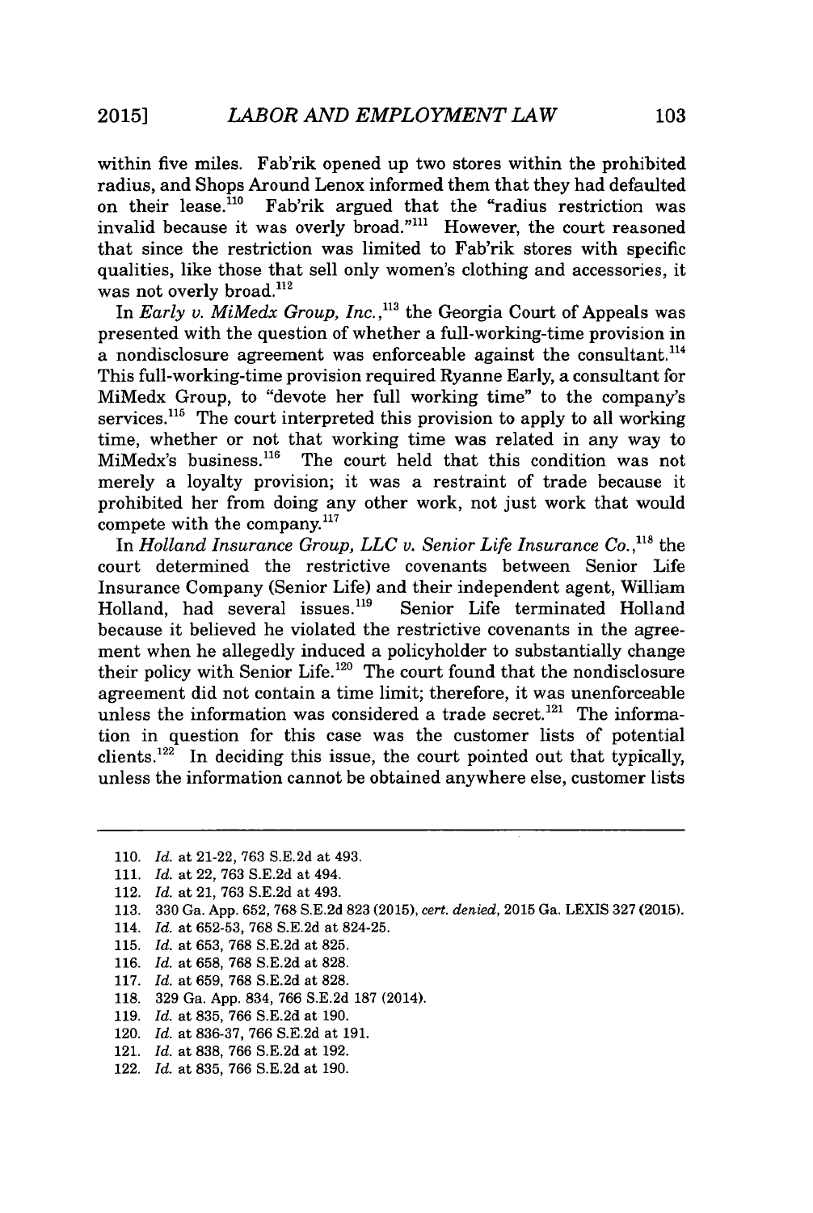within five miles. Fab'rik opened up two stores within the prohibited radius, and Shops Around Lenox informed them that they had defaulted on their lease.[110] Fab'rik argued that the "radius restriction was invalid because it was overly broad."[111] However, the court reasoned that since the restriction was limited to Fab'rik stores with specific qualities, like those that sell only women's clothing and accessories, it was not overly broad.[112]

In *Early v. MiMedx Group, Inc.*,[113] the Georgia Court of Appeals was presented with the question of whether a full-working-time provision in a nondisclosure agreement was enforceable against the consultant.[114] This full-working-time provision required Ryanne Early, a consultant for MiMedx Group, to "devote her full working time" to the company's services.[115] The court interpreted this provision to apply to all working time, whether or not that working time was related in any way to MiMedx's business.[116] The court held that this condition was not merely a loyalty provision; it was a restraint of trade because it prohibited her from doing any other work, not just work that would compete with the company.[117]

In *Holland Insurance Group, LLC v. Senior Life Insurance Co.*,[118] the court determined the restrictive covenants between Senior Life Insurance Company (Senior Life) and their independent agent, William Holland, had several issues.[119] Senior Life terminated Holland because it believed he violated the restrictive covenants in the agreement when he allegedly induced a policyholder to substantially change their policy with Senior Life.[120] The court found that the nondisclosure agreement did not contain a time limit; therefore, it was unenforceable unless the information was considered a trade secret.[121] The information in question for this case was the customer lists of potential clients.[122] In deciding this issue, the court pointed out that typically, unless the information cannot be obtained anywhere else, customer lists

---

110. *Id.* at 21-22, 763 S.E.2d at 493.
111. *Id.* at 22, 763 S.E.2d at 494.
112. *Id.* at 21, 763 S.E.2d at 493.
113. 330 Ga. App. 652, 768 S.E.2d 823 (2015), *cert. denied*, 2015 Ga. LEXIS 327 (2015).
114. *Id.* at 652-53, 768 S.E.2d at 824-25.
115. *Id.* at 653, 768 S.E.2d at 825.
116. *Id.* at 658, 768 S.E.2d at 828.
117. *Id.* at 659, 768 S.E.2d at 828.
118. 329 Ga. App. 834, 766 S.E.2d 187 (2014).
119. *Id.* at 835, 766 S.E.2d at 190.
120. *Id.* at 836-37, 766 S.E.2d at 191.
121. *Id.* at 838, 766 S.E.2d at 192.
122. *Id.* at 835, 766 S.E.2d at 190.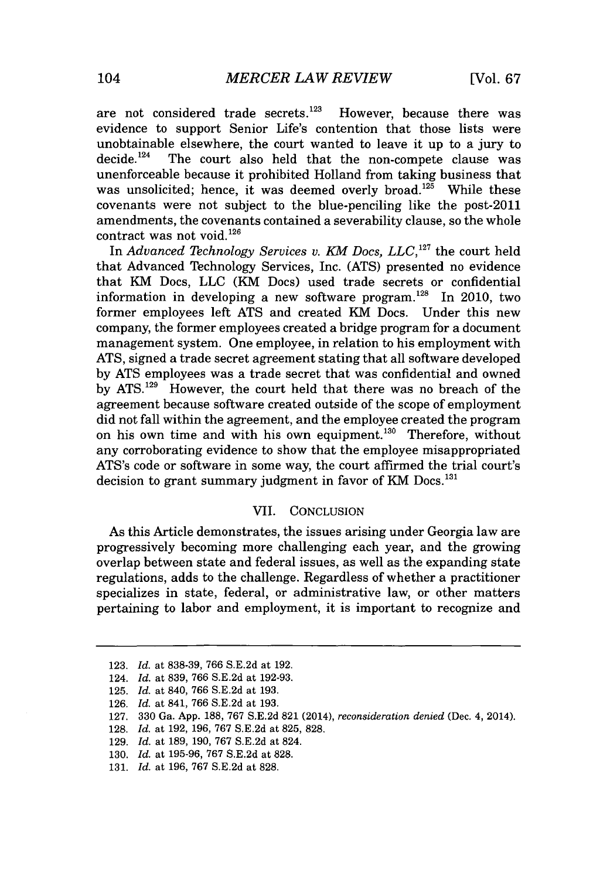are not considered trade secrets.[123] However, because there was evidence to support Senior Life's contention that those lists were unobtainable elsewhere, the court wanted to leave it up to a jury to decide.[124] The court also held that the non-compete clause was unenforceable because it prohibited Holland from taking business that was unsolicited; hence, it was deemed overly broad.[125] While these covenants were not subject to the blue-penciling like the post-2011 amendments, the covenants contained a severability clause, so the whole contract was not void.[126]

In *Advanced Technology Services v. KM Docs, LLC*,[127] the court held that Advanced Technology Services, Inc. (ATS) presented no evidence that KM Docs, LLC (KM Docs) used trade secrets or confidential information in developing a new software program.[128] In 2010, two former employees left ATS and created KM Docs. Under this new company, the former employees created a bridge program for a document management system. One employee, in relation to his employment with ATS, signed a trade secret agreement stating that all software developed by ATS employees was a trade secret that was confidential and owned by ATS.[129] However, the court held that there was no breach of the agreement because software created outside of the scope of employment did not fall within the agreement, and the employee created the program on his own time and with his own equipment.[130] Therefore, without any corroborating evidence to show that the employee misappropriated ATS's code or software in some way, the court affirmed the trial court's decision to grant summary judgment in favor of KM Docs.[131]

## VII. CONCLUSION

As this Article demonstrates, the issues arising under Georgia law are progressively becoming more challenging each year, and the growing overlap between state and federal issues, as well as the expanding state regulations, adds to the challenge. Regardless of whether a practitioner specializes in state, federal, or administrative law, or other matters pertaining to labor and employment, it is important to recognize and

---

123. *Id.* at 838-39, 766 S.E.2d at 192.

124. *Id.* at 839, 766 S.E.2d at 192-93.

125. *Id.* at 840, 766 S.E.2d at 193.

126. *Id.* at 841, 766 S.E.2d at 193.

127. 330 Ga. App. 188, 767 S.E.2d 821 (2014), *reconsideration denied* (Dec. 4, 2014).

128. *Id.* at 192, 196, 767 S.E.2d at 825, 828.

129. *Id.* at 189, 190, 767 S.E.2d at 824.

130. *Id.* at 195-96, 767 S.E.2d at 828.

131. *Id.* at 196, 767 S.E.2d at 828.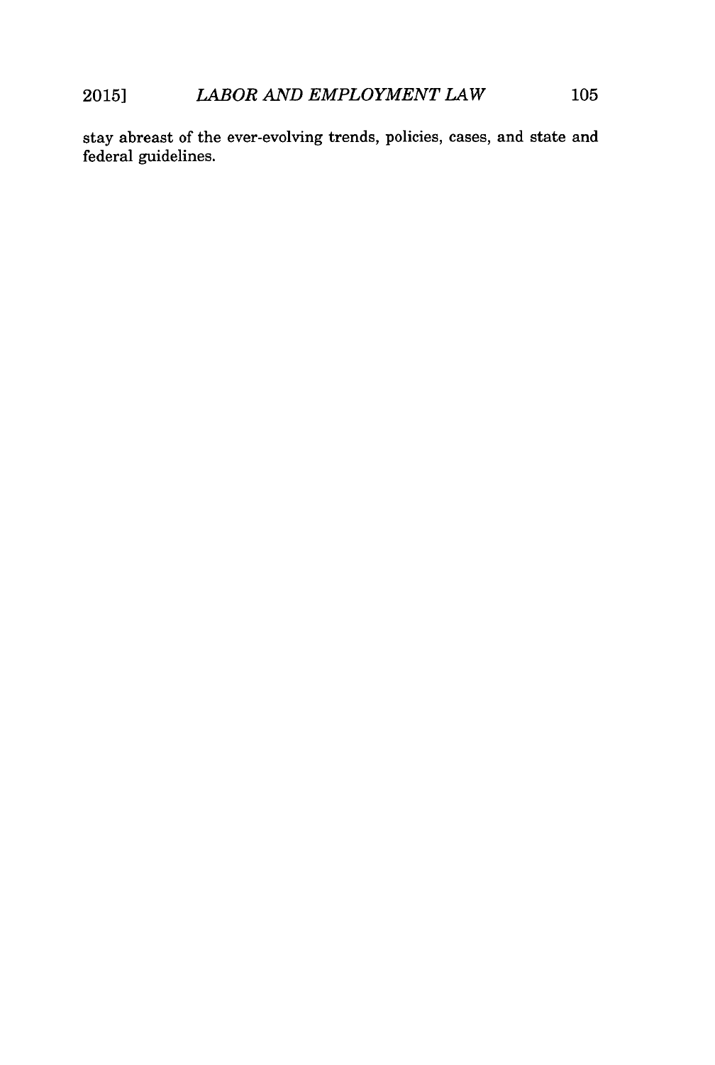stay abreast of the ever-evolving trends, policies, cases, and state and federal guidelines.